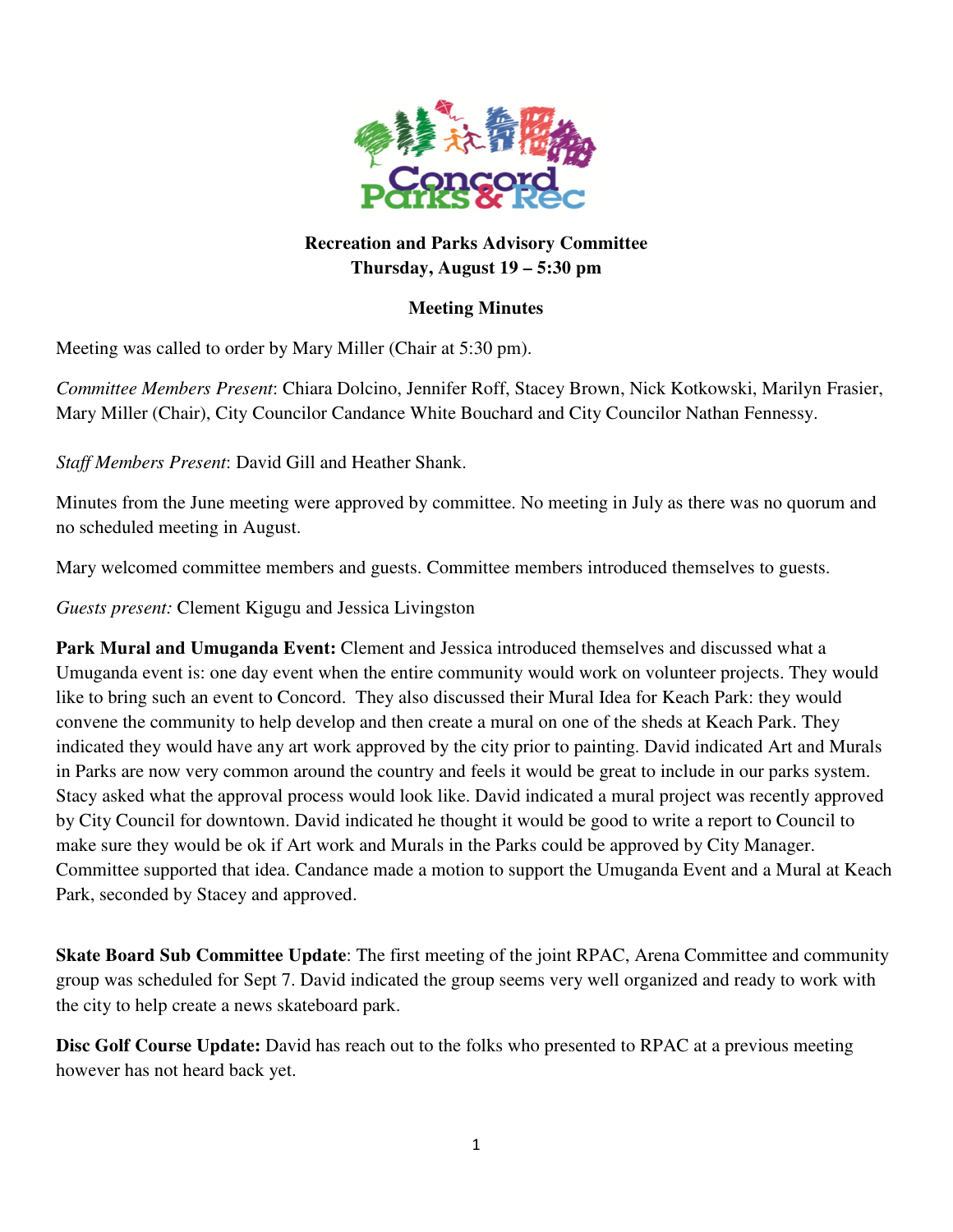**Recreation and Parks Advisory Committee**
**Thursday, August 19 – 5:30 pm**

**Meeting Minutes**

Meeting was called to order by Mary Miller (Chair at 5:30 pm).

*Committee Members Present*: Chiara Dolcino, Jennifer Roff, Stacey Brown, Nick Kotkowski, Marilyn Frasier, Mary Miller (Chair), City Councilor Candance White Bouchard and City Councilor Nathan Fennessy.

*Staff Members Present*: David Gill and Heather Shank.

Minutes from the June meeting were approved by committee. No meeting in July as there was no quorum and no scheduled meeting in August.

Mary welcomed committee members and guests. Committee members introduced themselves to guests.

*Guests present:* Clement Kigugu and Jessica Livingston

**Park Mural and Umuganda Event:** Clement and Jessica introduced themselves and discussed what a Umuganda event is: one day event when the entire community would work on volunteer projects. They would like to bring such an event to Concord. They also discussed their Mural Idea for Keach Park: they would convene the community to help develop and then create a mural on one of the sheds at Keach Park. They indicated they would have any art work approved by the city prior to painting. David indicated Art and Murals in Parks are now very common around the country and feels it would be great to include in our parks system. Stacy asked what the approval process would look like. David indicated a mural project was recently approved by City Council for downtown. David indicated he thought it would be good to write a report to Council to make sure they would be ok if Art work and Murals in the Parks could be approved by City Manager. Committee supported that idea. Candance made a motion to support the Umuganda Event and a Mural at Keach Park, seconded by Stacey and approved.

**Skate Board Sub Committee Update**: The first meeting of the joint RPAC, Arena Committee and community group was scheduled for Sept 7. David indicated the group seems very well organized and ready to work with the city to help create a news skateboard park.

**Disc Golf Course Update:** David has reach out to the folks who presented to RPAC at a previous meeting however has not heard back yet.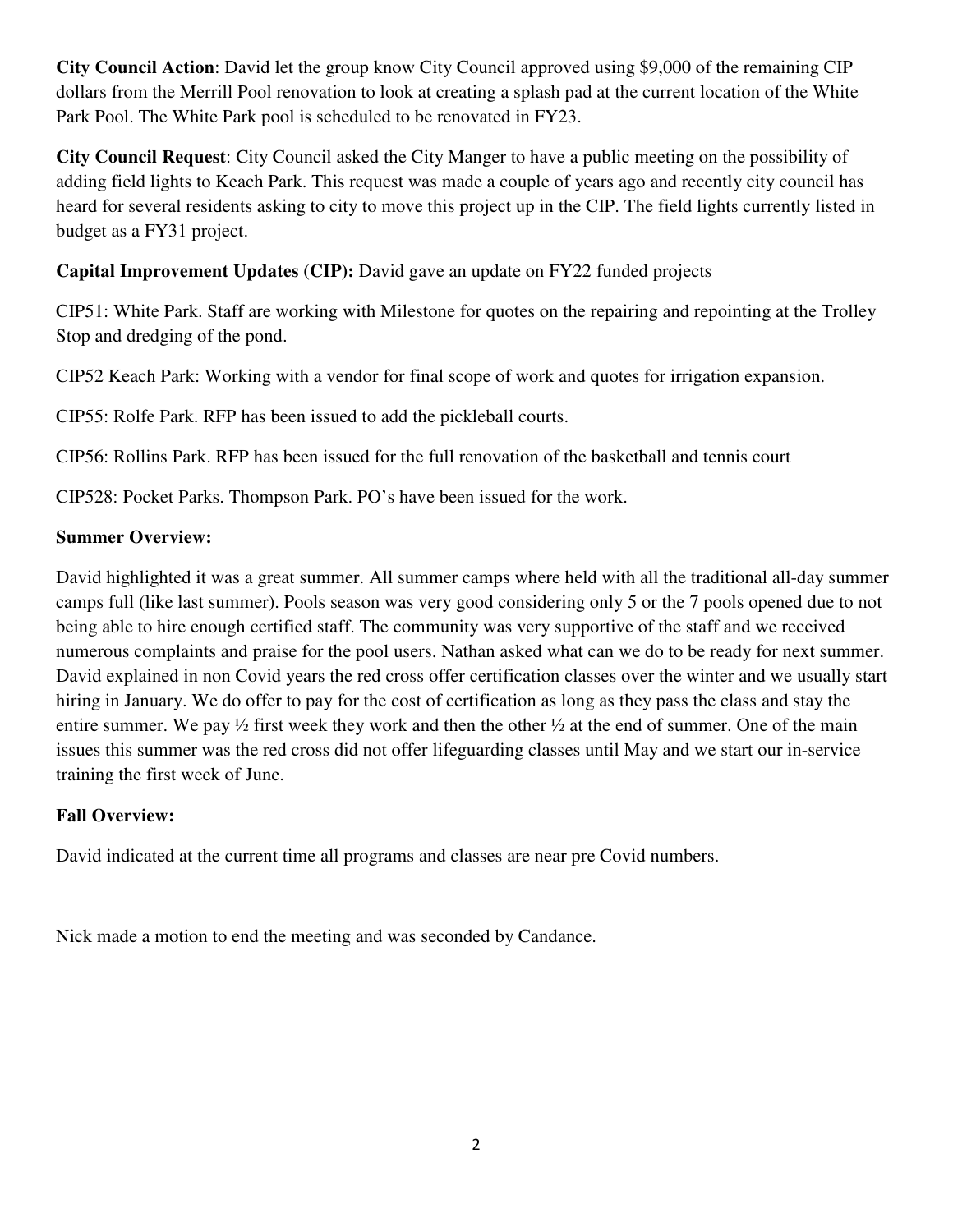**City Council Action**: David let the group know City Council approved using $9,000 of the remaining CIP dollars from the Merrill Pool renovation to look at creating a splash pad at the current location of the White Park Pool. The White Park pool is scheduled to be renovated in FY23.

**City Council Request**: City Council asked the City Manger to have a public meeting on the possibility of adding field lights to Keach Park. This request was made a couple of years ago and recently city council has heard for several residents asking to city to move this project up in the CIP. The field lights currently listed in budget as a FY31 project.

**Capital Improvement Updates (CIP):** David gave an update on FY22 funded projects

CIP51: White Park. Staff are working with Milestone for quotes on the repairing and repointing at the Trolley Stop and dredging of the pond.

CIP52 Keach Park: Working with a vendor for final scope of work and quotes for irrigation expansion.

CIP55: Rolfe Park. RFP has been issued to add the pickleball courts.

CIP56: Rollins Park. RFP has been issued for the full renovation of the basketball and tennis court

CIP528: Pocket Parks. Thompson Park. PO's have been issued for the work.

**Summer Overview:**

David highlighted it was a great summer. All summer camps where held with all the traditional all-day summer camps full (like last summer). Pools season was very good considering only 5 or the 7 pools opened due to not being able to hire enough certified staff. The community was very supportive of the staff and we received numerous complaints and praise for the pool users. Nathan asked what can we do to be ready for next summer. David explained in non Covid years the red cross offer certification classes over the winter and we usually start hiring in January. We do offer to pay for the cost of certification as long as they pass the class and stay the entire summer. We pay ½ first week they work and then the other ½ at the end of summer. One of the main issues this summer was the red cross did not offer lifeguarding classes until May and we start our in-service training the first week of June.

**Fall Overview:**

David indicated at the current time all programs and classes are near pre Covid numbers.

Nick made a motion to end the meeting and was seconded by Candance.